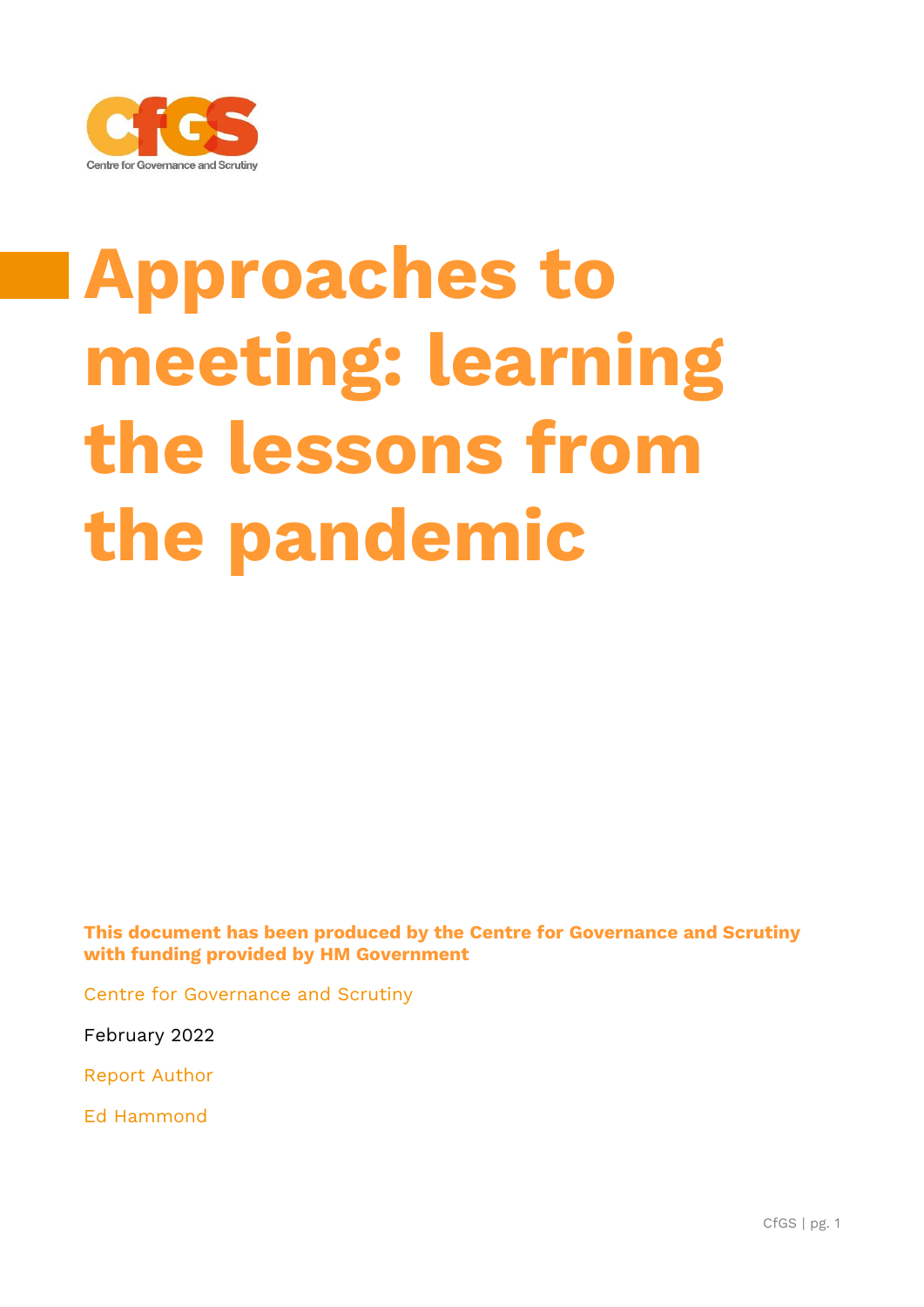# Approaches to meeting: learning the lessons from the pandemic

**This document has been produced by the Centre for Governance and Scrutiny with funding provided by HM Government**

Centre for Governance and Scrutiny

February 2022

Report Author

Ed Hammond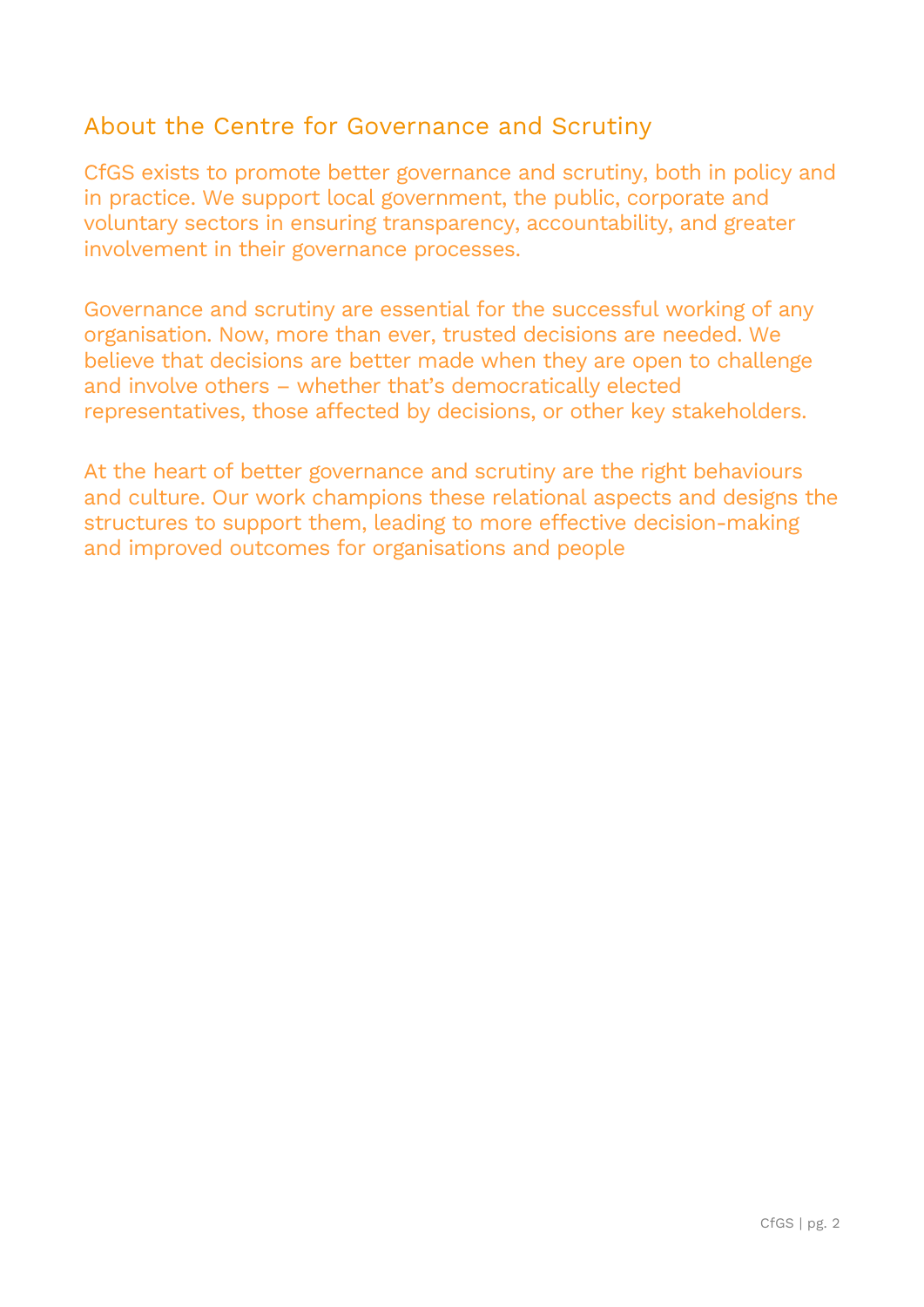## About the Centre for Governance and Scrutiny

CfGS exists to promote better governance and scrutiny, both in policy and in practice. We support local government, the public, corporate and voluntary sectors in ensuring transparency, accountability, and greater involvement in their governance processes.

Governance and scrutiny are essential for the successful working of any organisation. Now, more than ever, trusted decisions are needed. We believe that decisions are better made when they are open to challenge and involve others – whether that's democratically elected representatives, those affected by decisions, or other key stakeholders.

At the heart of better governance and scrutiny are the right behaviours and culture. Our work champions these relational aspects and designs the structures to support them, leading to more effective decision-making and improved outcomes for organisations and people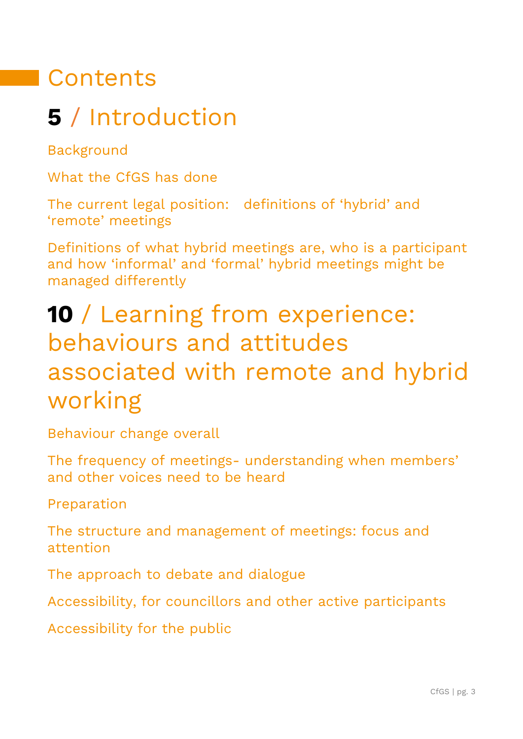# Contents

## **5** / Introduction

Background

What the CfGS has done

The current legal position: definitions of 'hybrid' and 'remote' meetings

Definitions of what hybrid meetings are, who is a participant and how 'informal' and 'formal' hybrid meetings might be managed differently

## **10** / Learning from experience: behaviours and attitudes associated with remote and hybrid working

Behaviour change overall

The frequency of meetings- understanding when members' and other voices need to be heard

Preparation

The structure and management of meetings: focus and attention

The approach to debate and dialogue

Accessibility, for councillors and other active participants

Accessibility for the public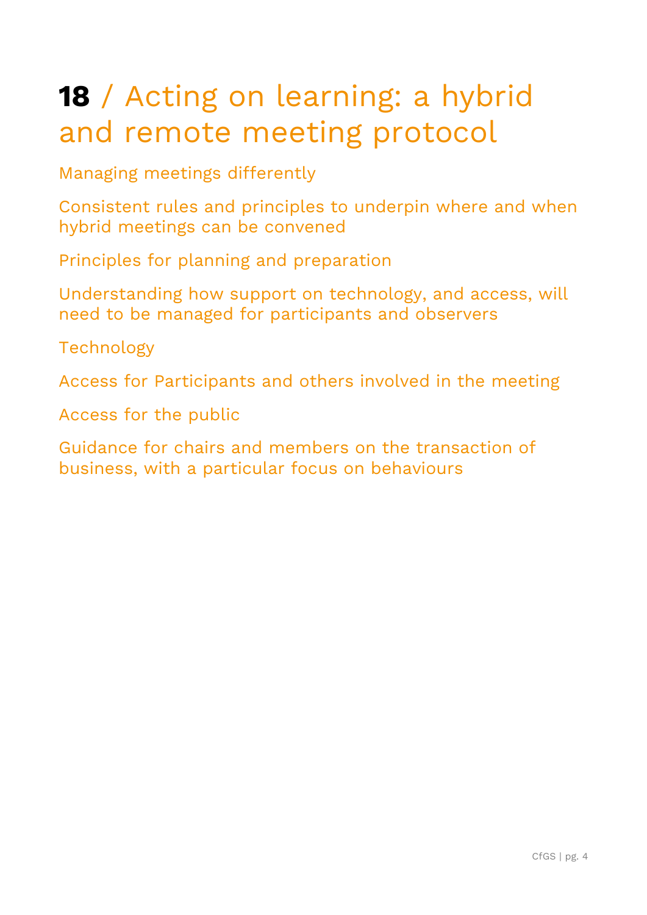# **18** / Acting on learning: a hybrid and remote meeting protocol

Managing meetings differently

Consistent rules and principles to underpin where and when hybrid meetings can be convened

Principles for planning and preparation

Understanding how support on technology, and access, will need to be managed for participants and observers

Technology

Access for Participants and others involved in the meeting

Access for the public

Guidance for chairs and members on the transaction of business, with a particular focus on behaviours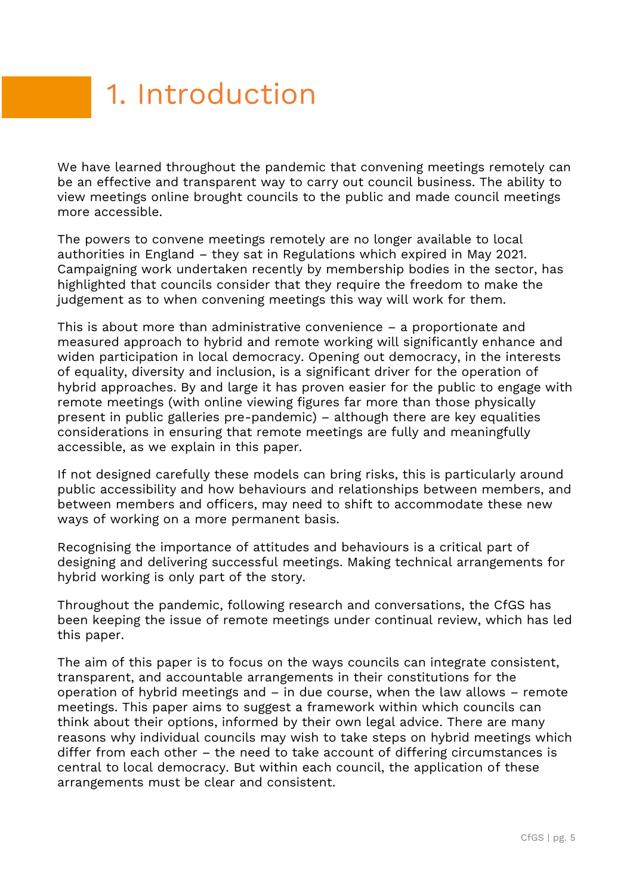# 1. Introduction

We have learned throughout the pandemic that convening meetings remotely can be an effective and transparent way to carry out council business. The ability to view meetings online brought councils to the public and made council meetings more accessible.

The powers to convene meetings remotely are no longer available to local authorities in England – they sat in Regulations which expired in May 2021. Campaigning work undertaken recently by membership bodies in the sector, has highlighted that councils consider that they require the freedom to make the judgement as to when convening meetings this way will work for them.

This is about more than administrative convenience – a proportionate and measured approach to hybrid and remote working will significantly enhance and widen participation in local democracy. Opening out democracy, in the interests of equality, diversity and inclusion, is a significant driver for the operation of hybrid approaches. By and large it has proven easier for the public to engage with remote meetings (with online viewing figures far more than those physically present in public galleries pre-pandemic) – although there are key equalities considerations in ensuring that remote meetings are fully and meaningfully accessible, as we explain in this paper.

If not designed carefully these models can bring risks, this is particularly around public accessibility and how behaviours and relationships between members, and between members and officers, may need to shift to accommodate these new ways of working on a more permanent basis.

Recognising the importance of attitudes and behaviours is a critical part of designing and delivering successful meetings. Making technical arrangements for hybrid working is only part of the story.

Throughout the pandemic, following research and conversations, the CfGS has been keeping the issue of remote meetings under continual review, which has led this paper.

The aim of this paper is to focus on the ways councils can integrate consistent, transparent, and accountable arrangements in their constitutions for the operation of hybrid meetings and – in due course, when the law allows – remote meetings. This paper aims to suggest a framework within which councils can think about their options, informed by their own legal advice. There are many reasons why individual councils may wish to take steps on hybrid meetings which differ from each other – the need to take account of differing circumstances is central to local democracy. But within each council, the application of these arrangements must be clear and consistent.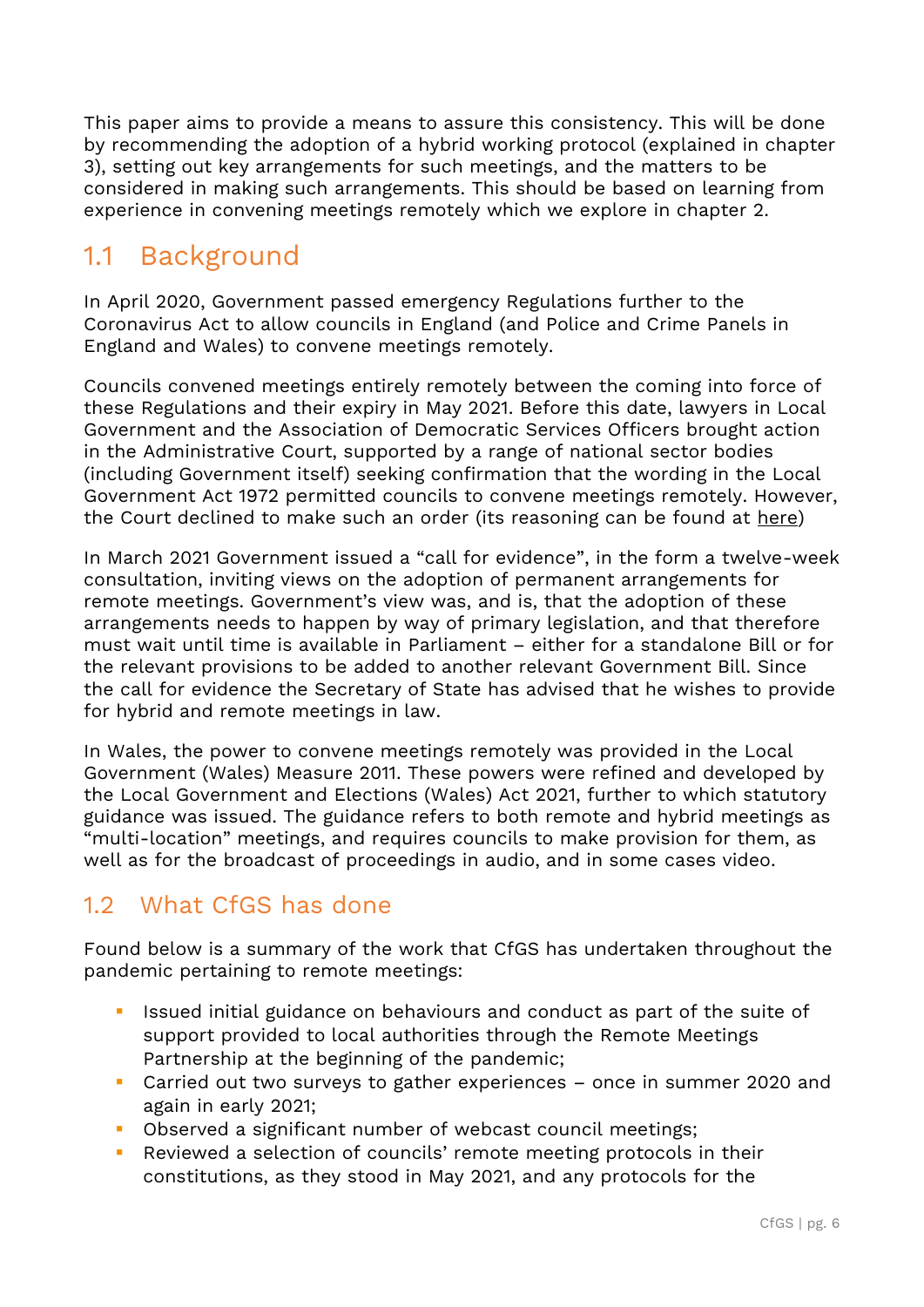This paper aims to provide a means to assure this consistency. This will be done by recommending the adoption of a hybrid working protocol (explained in chapter 3), setting out key arrangements for such meetings, and the matters to be considered in making such arrangements. This should be based on learning from experience in convening meetings remotely which we explore in chapter 2.

## 1.1 Background

In April 2020, Government passed emergency Regulations further to the Coronavirus Act to allow councils in England (and Police and Crime Panels in England and Wales) to convene meetings remotely.

Councils convened meetings entirely remotely between the coming into force of these Regulations and their expiry in May 2021. Before this date, lawyers in Local Government and the Association of Democratic Services Officers brought action in the Administrative Court, supported by a range of national sector bodies (including Government itself) seeking confirmation that the wording in the Local Government Act 1972 permitted councils to convene meetings remotely. However, the Court declined to make such an order (its reasoning can be found at here)

In March 2021 Government issued a "call for evidence", in the form a twelve-week consultation, inviting views on the adoption of permanent arrangements for remote meetings. Government's view was, and is, that the adoption of these arrangements needs to happen by way of primary legislation, and that therefore must wait until time is available in Parliament – either for a standalone Bill or for the relevant provisions to be added to another relevant Government Bill. Since the call for evidence the Secretary of State has advised that he wishes to provide for hybrid and remote meetings in law.

In Wales, the power to convene meetings remotely was provided in the Local Government (Wales) Measure 2011. These powers were refined and developed by the Local Government and Elections (Wales) Act 2021, further to which statutory guidance was issued. The guidance refers to both remote and hybrid meetings as "multi-location" meetings, and requires councils to make provision for them, as well as for the broadcast of proceedings in audio, and in some cases video.

## 1.2 What CfGS has done

Found below is a summary of the work that CfGS has undertaken throughout the pandemic pertaining to remote meetings:

- Issued initial guidance on behaviours and conduct as part of the suite of support provided to local authorities through the Remote Meetings Partnership at the beginning of the pandemic;
- Carried out two surveys to gather experiences – once in summer 2020 and again in early 2021;
- Observed a significant number of webcast council meetings;
- Reviewed a selection of councils' remote meeting protocols in their constitutions, as they stood in May 2021, and any protocols for the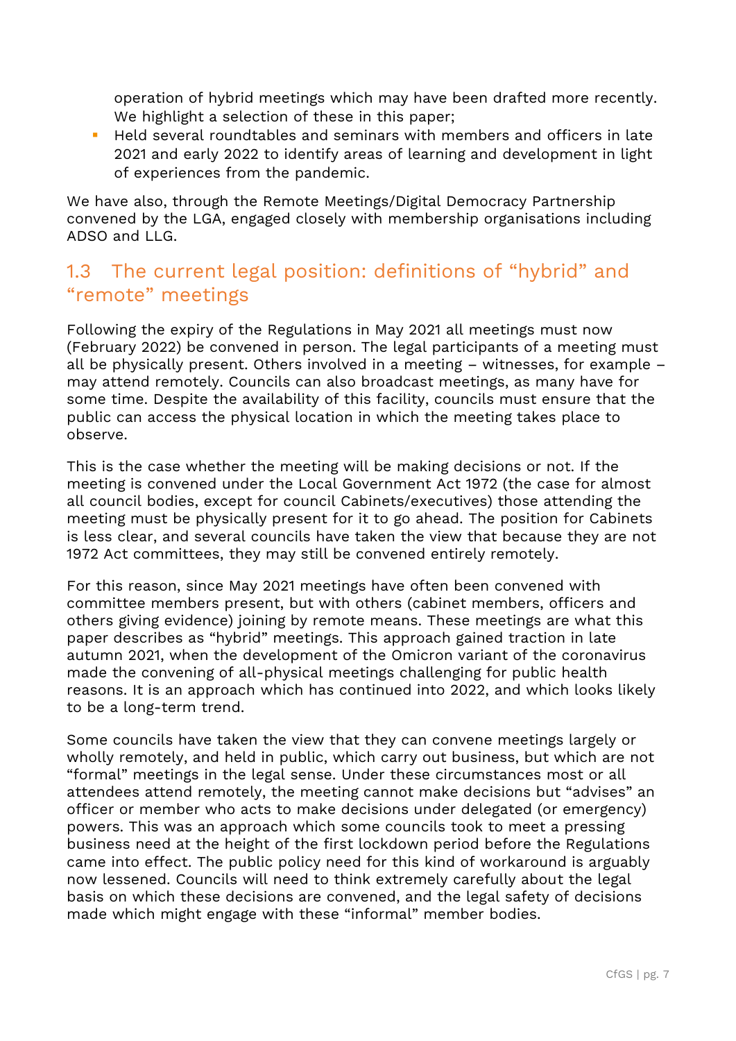operation of hybrid meetings which may have been drafted more recently. We highlight a selection of these in this paper;

- Held several roundtables and seminars with members and officers in late 2021 and early 2022 to identify areas of learning and development in light of experiences from the pandemic.

We have also, through the Remote Meetings/Digital Democracy Partnership convened by the LGA, engaged closely with membership organisations including ADSO and LLG.

## 1.3 The current legal position: definitions of "hybrid" and "remote" meetings

Following the expiry of the Regulations in May 2021 all meetings must now (February 2022) be convened in person. The legal participants of a meeting must all be physically present. Others involved in a meeting – witnesses, for example – may attend remotely. Councils can also broadcast meetings, as many have for some time. Despite the availability of this facility, councils must ensure that the public can access the physical location in which the meeting takes place to observe.

This is the case whether the meeting will be making decisions or not. If the meeting is convened under the Local Government Act 1972 (the case for almost all council bodies, except for council Cabinets/executives) those attending the meeting must be physically present for it to go ahead. The position for Cabinets is less clear, and several councils have taken the view that because they are not 1972 Act committees, they may still be convened entirely remotely.

For this reason, since May 2021 meetings have often been convened with committee members present, but with others (cabinet members, officers and others giving evidence) joining by remote means. These meetings are what this paper describes as "hybrid" meetings. This approach gained traction in late autumn 2021, when the development of the Omicron variant of the coronavirus made the convening of all-physical meetings challenging for public health reasons. It is an approach which has continued into 2022, and which looks likely to be a long-term trend.

Some councils have taken the view that they can convene meetings largely or wholly remotely, and held in public, which carry out business, but which are not "formal" meetings in the legal sense. Under these circumstances most or all attendees attend remotely, the meeting cannot make decisions but "advises" an officer or member who acts to make decisions under delegated (or emergency) powers. This was an approach which some councils took to meet a pressing business need at the height of the first lockdown period before the Regulations came into effect. The public policy need for this kind of workaround is arguably now lessened. Councils will need to think extremely carefully about the legal basis on which these decisions are convened, and the legal safety of decisions made which might engage with these "informal" member bodies.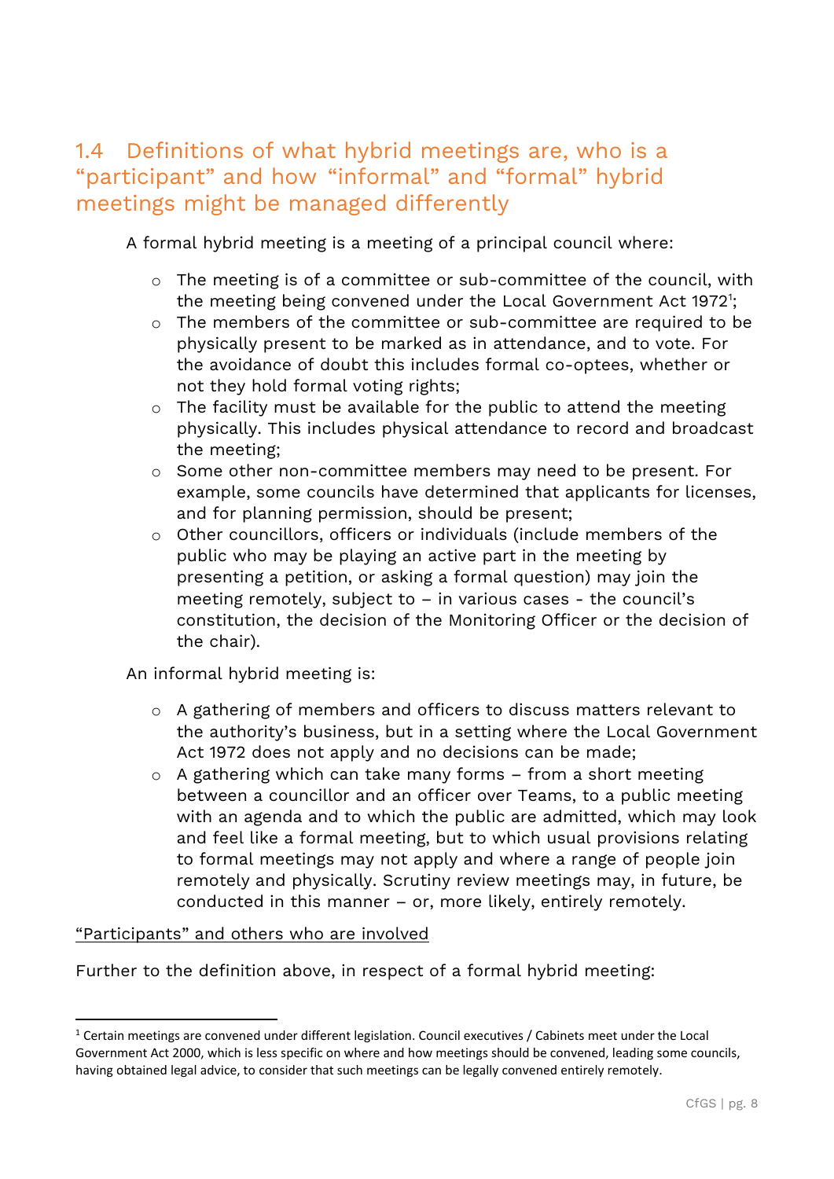## 1.4 Definitions of what hybrid meetings are, who is a "participant" and how "informal" and "formal" hybrid meetings might be managed differently

A formal hybrid meeting is a meeting of a principal council where:

- The meeting is of a committee or sub-committee of the council, with the meeting being convened under the Local Government Act 1972[1];
- The members of the committee or sub-committee are required to be physically present to be marked as in attendance, and to vote. For the avoidance of doubt this includes formal co-optees, whether or not they hold formal voting rights;
- The facility must be available for the public to attend the meeting physically. This includes physical attendance to record and broadcast the meeting;
- Some other non-committee members may need to be present. For example, some councils have determined that applicants for licenses, and for planning permission, should be present;
- Other councillors, officers or individuals (include members of the public who may be playing an active part in the meeting by presenting a petition, or asking a formal question) may join the meeting remotely, subject to – in various cases - the council's constitution, the decision of the Monitoring Officer or the decision of the chair).

An informal hybrid meeting is:

- A gathering of members and officers to discuss matters relevant to the authority's business, but in a setting where the Local Government Act 1972 does not apply and no decisions can be made;
- A gathering which can take many forms – from a short meeting between a councillor and an officer over Teams, to a public meeting with an agenda and to which the public are admitted, which may look and feel like a formal meeting, but to which usual provisions relating to formal meetings may not apply and where a range of people join remotely and physically. Scrutiny review meetings may, in future, be conducted in this manner – or, more likely, entirely remotely.

<u>"Participants" and others who are involved</u>

Further to the definition above, in respect of a formal hybrid meeting:

---

[1] Certain meetings are convened under different legislation. Council executives / Cabinets meet under the Local Government Act 2000, which is less specific on where and how meetings should be convened, leading some councils, having obtained legal advice, to consider that such meetings can be legally convened entirely remotely.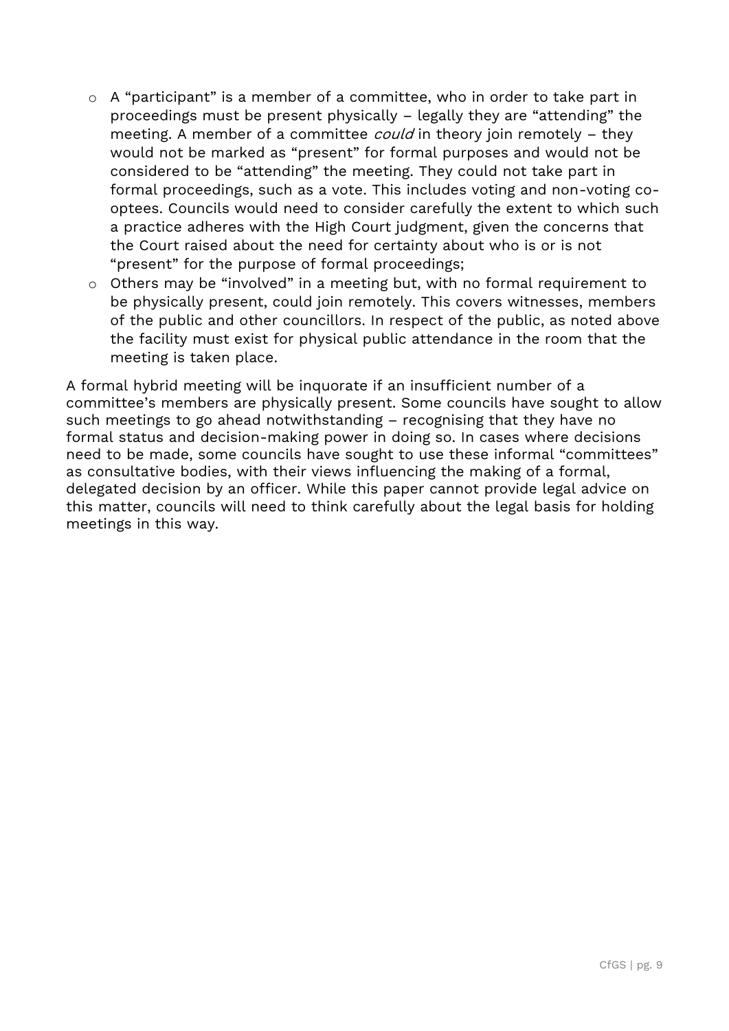- A "participant" is a member of a committee, who in order to take part in proceedings must be present physically – legally they are "attending" the meeting. A member of a committee *could* in theory join remotely – they would not be marked as "present" for formal purposes and would not be considered to be "attending" the meeting. They could not take part in formal proceedings, such as a vote. This includes voting and non-voting co-optees. Councils would need to consider carefully the extent to which such a practice adheres with the High Court judgment, given the concerns that the Court raised about the need for certainty about who is or is not "present" for the purpose of formal proceedings;
- Others may be "involved" in a meeting but, with no formal requirement to be physically present, could join remotely. This covers witnesses, members of the public and other councillors. In respect of the public, as noted above the facility must exist for physical public attendance in the room that the meeting is taken place.

A formal hybrid meeting will be inquorate if an insufficient number of a committee's members are physically present. Some councils have sought to allow such meetings to go ahead notwithstanding – recognising that they have no formal status and decision-making power in doing so. In cases where decisions need to be made, some councils have sought to use these informal "committees" as consultative bodies, with their views influencing the making of a formal, delegated decision by an officer. While this paper cannot provide legal advice on this matter, councils will need to think carefully about the legal basis for holding meetings in this way.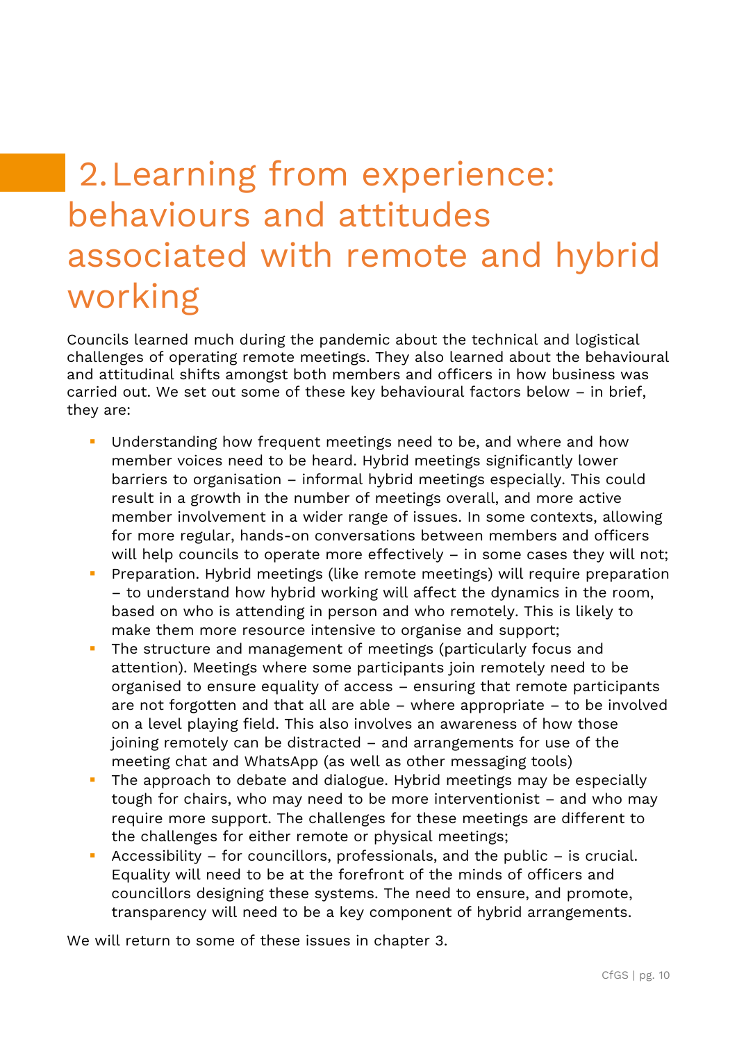# 2. Learning from experience: behaviours and attitudes associated with remote and hybrid working

Councils learned much during the pandemic about the technical and logistical challenges of operating remote meetings. They also learned about the behavioural and attitudinal shifts amongst both members and officers in how business was carried out. We set out some of these key behavioural factors below – in brief, they are:

- Understanding how frequent meetings need to be, and where and how member voices need to be heard. Hybrid meetings significantly lower barriers to organisation – informal hybrid meetings especially. This could result in a growth in the number of meetings overall, and more active member involvement in a wider range of issues. In some contexts, allowing for more regular, hands-on conversations between members and officers will help councils to operate more effectively – in some cases they will not;
- Preparation. Hybrid meetings (like remote meetings) will require preparation – to understand how hybrid working will affect the dynamics in the room, based on who is attending in person and who remotely. This is likely to make them more resource intensive to organise and support;
- The structure and management of meetings (particularly focus and attention). Meetings where some participants join remotely need to be organised to ensure equality of access – ensuring that remote participants are not forgotten and that all are able – where appropriate – to be involved on a level playing field. This also involves an awareness of how those joining remotely can be distracted – and arrangements for use of the meeting chat and WhatsApp (as well as other messaging tools)
- The approach to debate and dialogue. Hybrid meetings may be especially tough for chairs, who may need to be more interventionist – and who may require more support. The challenges for these meetings are different to the challenges for either remote or physical meetings;
- Accessibility – for councillors, professionals, and the public – is crucial. Equality will need to be at the forefront of the minds of officers and councillors designing these systems. The need to ensure, and promote, transparency will need to be a key component of hybrid arrangements.

We will return to some of these issues in chapter 3.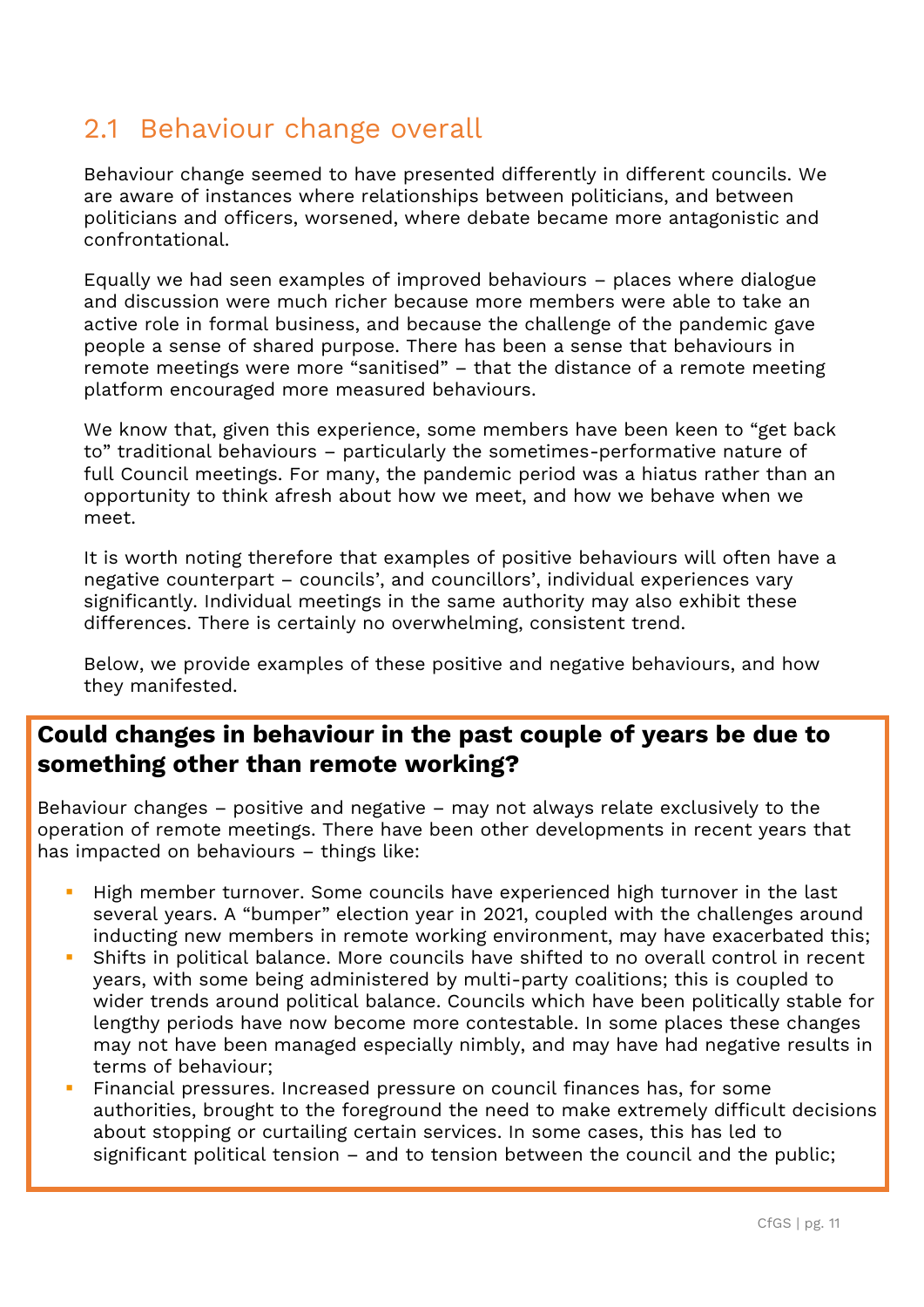## 2.1 Behaviour change overall

Behaviour change seemed to have presented differently in different councils. We are aware of instances where relationships between politicians, and between politicians and officers, worsened, where debate became more antagonistic and confrontational.

Equally we had seen examples of improved behaviours – places where dialogue and discussion were much richer because more members were able to take an active role in formal business, and because the challenge of the pandemic gave people a sense of shared purpose. There has been a sense that behaviours in remote meetings were more "sanitised" – that the distance of a remote meeting platform encouraged more measured behaviours.

We know that, given this experience, some members have been keen to "get back to" traditional behaviours – particularly the sometimes-performative nature of full Council meetings. For many, the pandemic period was a hiatus rather than an opportunity to think afresh about how we meet, and how we behave when we meet.

It is worth noting therefore that examples of positive behaviours will often have a negative counterpart – councils', and councillors', individual experiences vary significantly. Individual meetings in the same authority may also exhibit these differences. There is certainly no overwhelming, consistent trend.

Below, we provide examples of these positive and negative behaviours, and how they manifested.

**Could changes in behaviour in the past couple of years be due to something other than remote working?**

Behaviour changes – positive and negative – may not always relate exclusively to the operation of remote meetings. There have been other developments in recent years that has impacted on behaviours – things like:

- High member turnover. Some councils have experienced high turnover in the last several years. A "bumper" election year in 2021, coupled with the challenges around inducting new members in remote working environment, may have exacerbated this;
- Shifts in political balance. More councils have shifted to no overall control in recent years, with some being administered by multi-party coalitions; this is coupled to wider trends around political balance. Councils which have been politically stable for lengthy periods have now become more contestable. In some places these changes may not have been managed especially nimbly, and may have had negative results in terms of behaviour;
- Financial pressures. Increased pressure on council finances has, for some authorities, brought to the foreground the need to make extremely difficult decisions about stopping or curtailing certain services. In some cases, this has led to significant political tension – and to tension between the council and the public;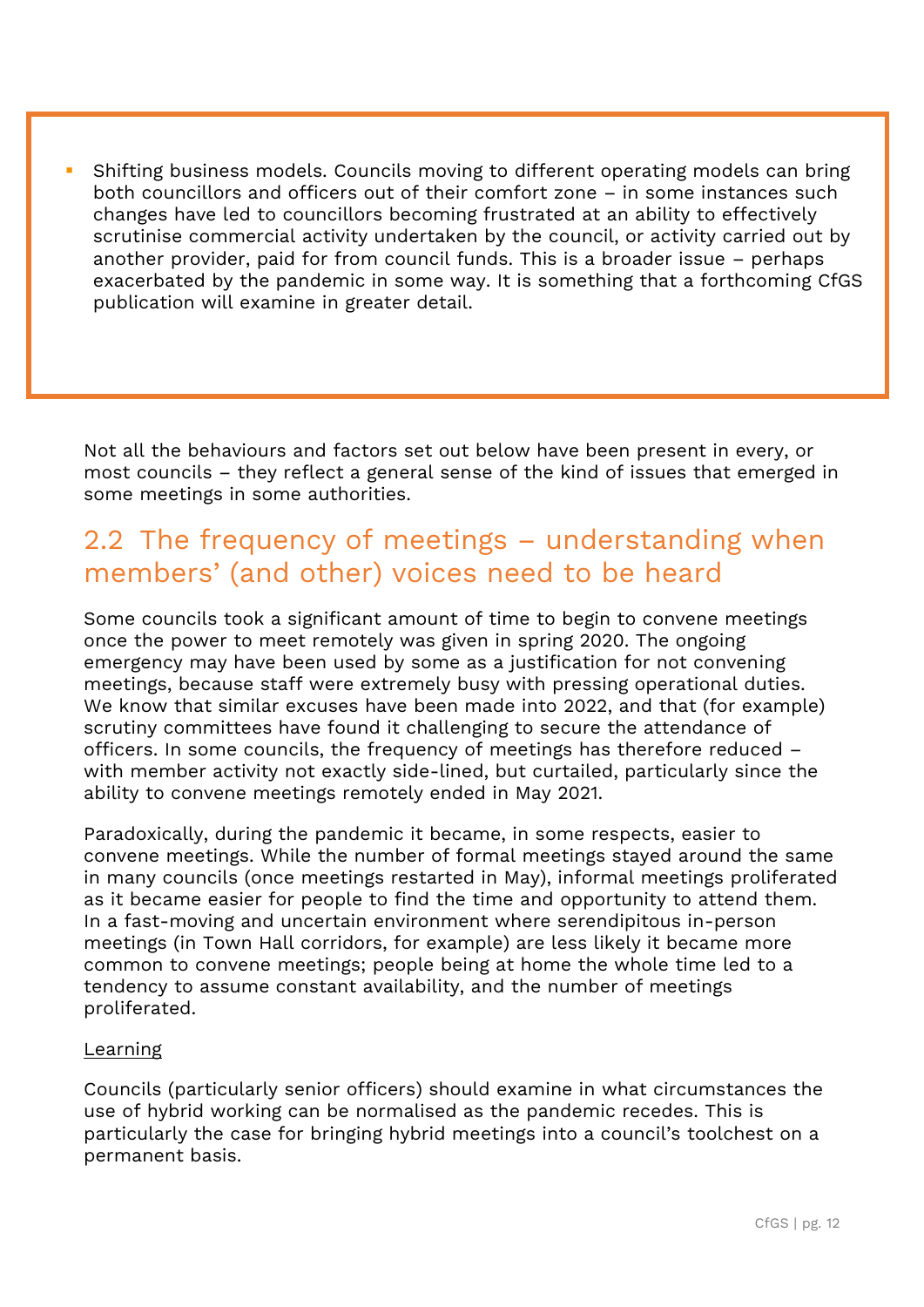- Shifting business models. Councils moving to different operating models can bring both councillors and officers out of their comfort zone – in some instances such changes have led to councillors becoming frustrated at an ability to effectively scrutinise commercial activity undertaken by the council, or activity carried out by another provider, paid for from council funds. This is a broader issue – perhaps exacerbated by the pandemic in some way. It is something that a forthcoming CfGS publication will examine in greater detail.

Not all the behaviours and factors set out below have been present in every, or most councils – they reflect a general sense of the kind of issues that emerged in some meetings in some authorities.

## 2.2 The frequency of meetings – understanding when members' (and other) voices need to be heard

Some councils took a significant amount of time to begin to convene meetings once the power to meet remotely was given in spring 2020. The ongoing emergency may have been used by some as a justification for not convening meetings, because staff were extremely busy with pressing operational duties. We know that similar excuses have been made into 2022, and that (for example) scrutiny committees have found it challenging to secure the attendance of officers. In some councils, the frequency of meetings has therefore reduced – with member activity not exactly side-lined, but curtailed, particularly since the ability to convene meetings remotely ended in May 2021.

Paradoxically, during the pandemic it became, in some respects, easier to convene meetings. While the number of formal meetings stayed around the same in many councils (once meetings restarted in May), informal meetings proliferated as it became easier for people to find the time and opportunity to attend them. In a fast-moving and uncertain environment where serendipitous in-person meetings (in Town Hall corridors, for example) are less likely it became more common to convene meetings; people being at home the whole time led to a tendency to assume constant availability, and the number of meetings proliferated.

<u>Learning</u>

Councils (particularly senior officers) should examine in what circumstances the use of hybrid working can be normalised as the pandemic recedes. This is particularly the case for bringing hybrid meetings into a council's toolchest on a permanent basis.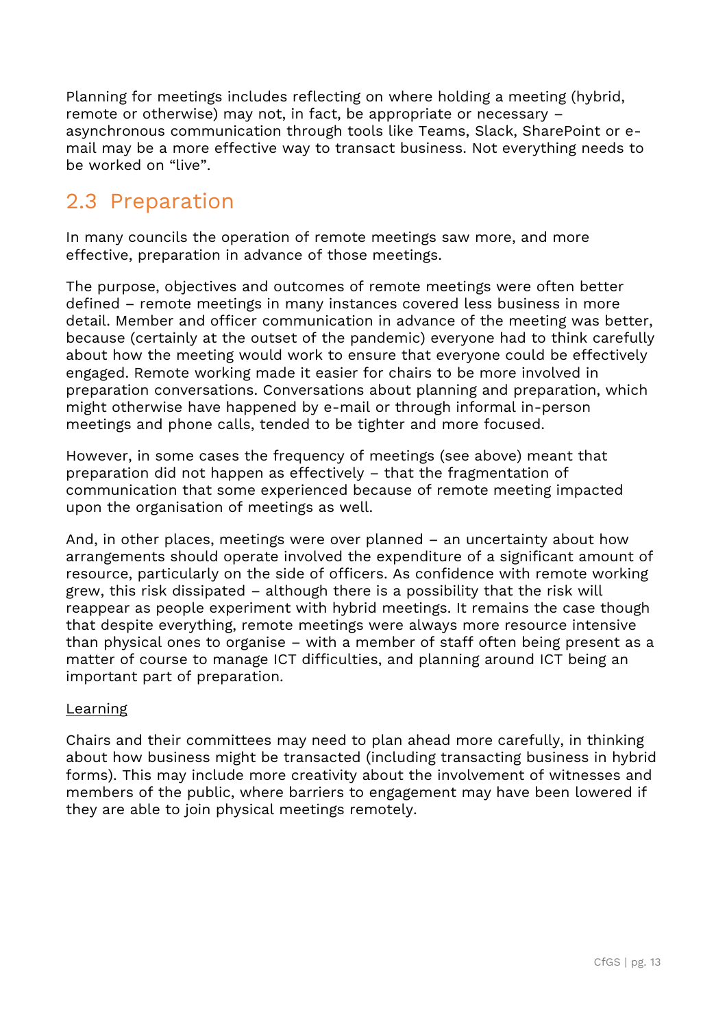Planning for meetings includes reflecting on where holding a meeting (hybrid, remote or otherwise) may not, in fact, be appropriate or necessary – asynchronous communication through tools like Teams, Slack, SharePoint or e-mail may be a more effective way to transact business. Not everything needs to be worked on “live”.

## 2.3 Preparation

In many councils the operation of remote meetings saw more, and more effective, preparation in advance of those meetings.

The purpose, objectives and outcomes of remote meetings were often better defined – remote meetings in many instances covered less business in more detail. Member and officer communication in advance of the meeting was better, because (certainly at the outset of the pandemic) everyone had to think carefully about how the meeting would work to ensure that everyone could be effectively engaged. Remote working made it easier for chairs to be more involved in preparation conversations. Conversations about planning and preparation, which might otherwise have happened by e-mail or through informal in-person meetings and phone calls, tended to be tighter and more focused.

However, in some cases the frequency of meetings (see above) meant that preparation did not happen as effectively – that the fragmentation of communication that some experienced because of remote meeting impacted upon the organisation of meetings as well.

And, in other places, meetings were over planned – an uncertainty about how arrangements should operate involved the expenditure of a significant amount of resource, particularly on the side of officers. As confidence with remote working grew, this risk dissipated – although there is a possibility that the risk will reappear as people experiment with hybrid meetings. It remains the case though that despite everything, remote meetings were always more resource intensive than physical ones to organise – with a member of staff often being present as a matter of course to manage ICT difficulties, and planning around ICT being an important part of preparation.

<u>Learning</u>

Chairs and their committees may need to plan ahead more carefully, in thinking about how business might be transacted (including transacting business in hybrid forms). This may include more creativity about the involvement of witnesses and members of the public, where barriers to engagement may have been lowered if they are able to join physical meetings remotely.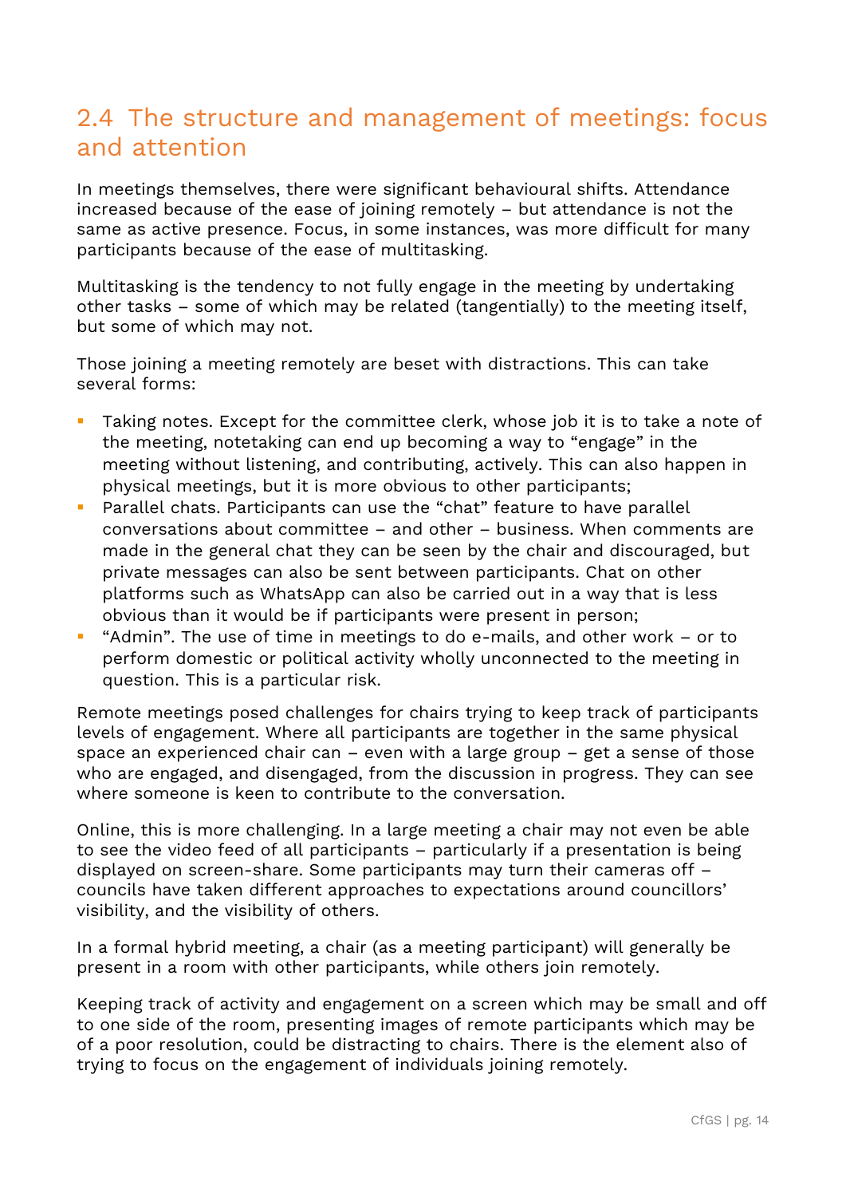## 2.4 The structure and management of meetings: focus and attention

In meetings themselves, there were significant behavioural shifts. Attendance increased because of the ease of joining remotely – but attendance is not the same as active presence. Focus, in some instances, was more difficult for many participants because of the ease of multitasking.

Multitasking is the tendency to not fully engage in the meeting by undertaking other tasks – some of which may be related (tangentially) to the meeting itself, but some of which may not.

Those joining a meeting remotely are beset with distractions. This can take several forms:

- Taking notes. Except for the committee clerk, whose job it is to take a note of the meeting, notetaking can end up becoming a way to "engage" in the meeting without listening, and contributing, actively. This can also happen in physical meetings, but it is more obvious to other participants;
- Parallel chats. Participants can use the "chat" feature to have parallel conversations about committee – and other – business. When comments are made in the general chat they can be seen by the chair and discouraged, but private messages can also be sent between participants. Chat on other platforms such as WhatsApp can also be carried out in a way that is less obvious than it would be if participants were present in person;
- "Admin". The use of time in meetings to do e-mails, and other work – or to perform domestic or political activity wholly unconnected to the meeting in question. This is a particular risk.

Remote meetings posed challenges for chairs trying to keep track of participants levels of engagement. Where all participants are together in the same physical space an experienced chair can – even with a large group – get a sense of those who are engaged, and disengaged, from the discussion in progress. They can see where someone is keen to contribute to the conversation.

Online, this is more challenging. In a large meeting a chair may not even be able to see the video feed of all participants – particularly if a presentation is being displayed on screen-share. Some participants may turn their cameras off – councils have taken different approaches to expectations around councillors' visibility, and the visibility of others.

In a formal hybrid meeting, a chair (as a meeting participant) will generally be present in a room with other participants, while others join remotely.

Keeping track of activity and engagement on a screen which may be small and off to one side of the room, presenting images of remote participants which may be of a poor resolution, could be distracting to chairs. There is the element also of trying to focus on the engagement of individuals joining remotely.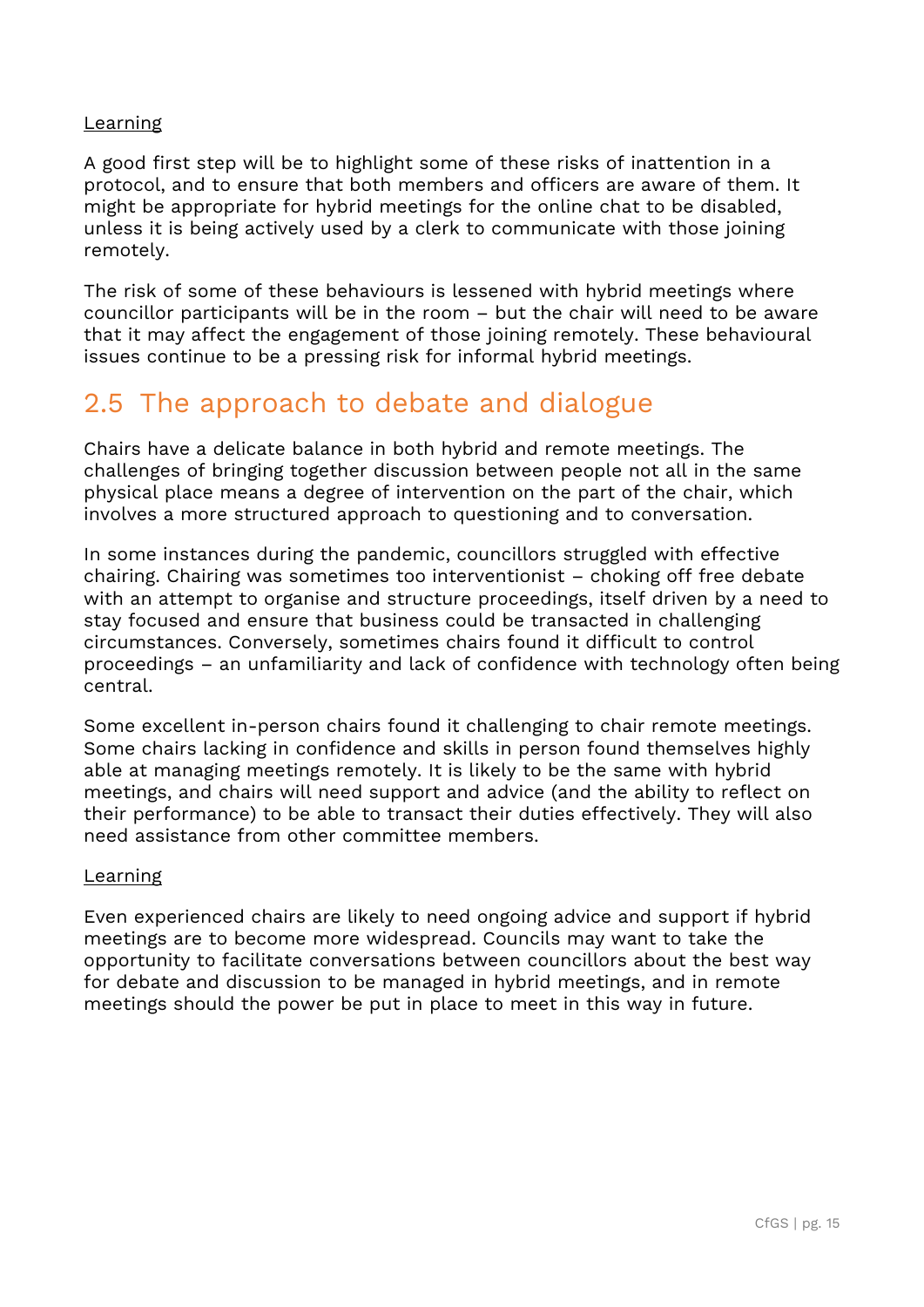<u>Learning</u>

A good first step will be to highlight some of these risks of inattention in a protocol, and to ensure that both members and officers are aware of them. It might be appropriate for hybrid meetings for the online chat to be disabled, unless it is being actively used by a clerk to communicate with those joining remotely.

The risk of some of these behaviours is lessened with hybrid meetings where councillor participants will be in the room – but the chair will need to be aware that it may affect the engagement of those joining remotely. These behavioural issues continue to be a pressing risk for informal hybrid meetings.

## 2.5 The approach to debate and dialogue

Chairs have a delicate balance in both hybrid and remote meetings. The challenges of bringing together discussion between people not all in the same physical place means a degree of intervention on the part of the chair, which involves a more structured approach to questioning and to conversation.

In some instances during the pandemic, councillors struggled with effective chairing. Chairing was sometimes too interventionist – choking off free debate with an attempt to organise and structure proceedings, itself driven by a need to stay focused and ensure that business could be transacted in challenging circumstances. Conversely, sometimes chairs found it difficult to control proceedings – an unfamiliarity and lack of confidence with technology often being central.

Some excellent in-person chairs found it challenging to chair remote meetings. Some chairs lacking in confidence and skills in person found themselves highly able at managing meetings remotely. It is likely to be the same with hybrid meetings, and chairs will need support and advice (and the ability to reflect on their performance) to be able to transact their duties effectively. They will also need assistance from other committee members.

<u>Learning</u>

Even experienced chairs are likely to need ongoing advice and support if hybrid meetings are to become more widespread. Councils may want to take the opportunity to facilitate conversations between councillors about the best way for debate and discussion to be managed in hybrid meetings, and in remote meetings should the power be put in place to meet in this way in future.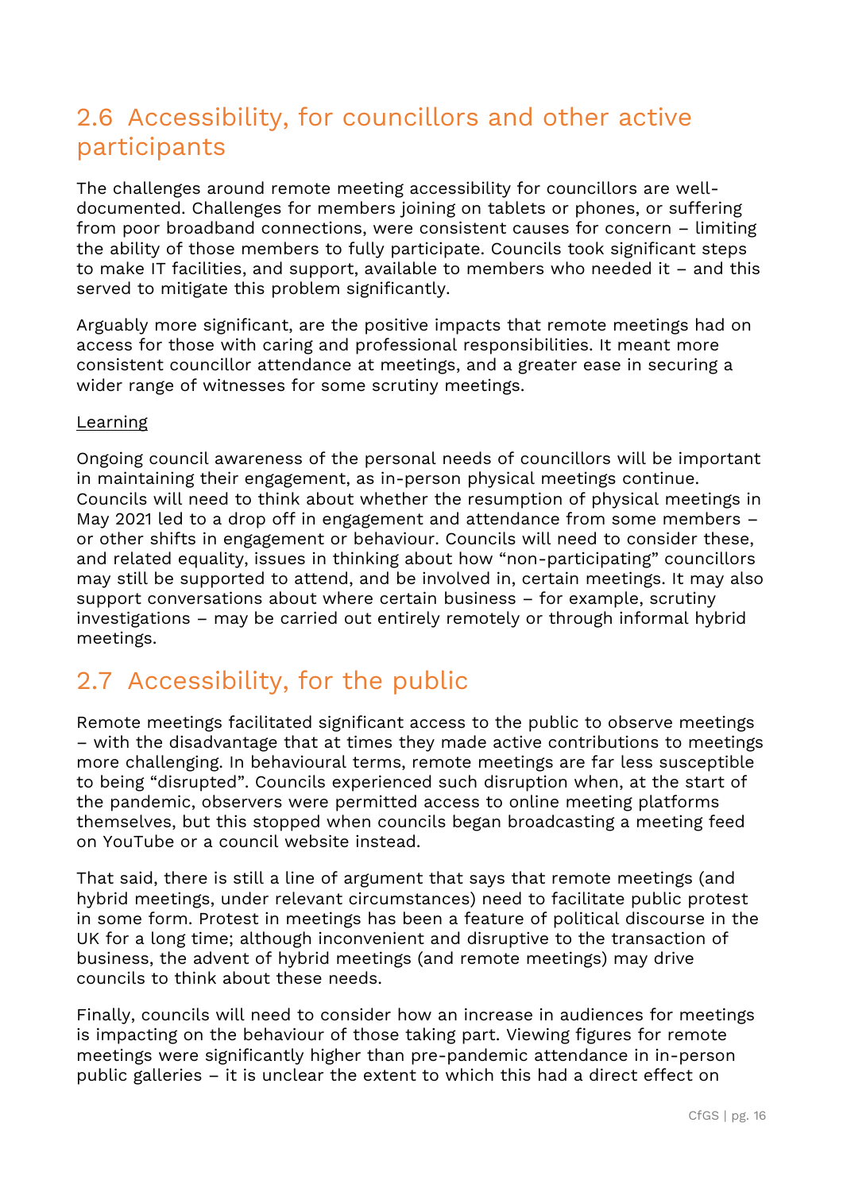## 2.6 Accessibility, for councillors and other active participants

The challenges around remote meeting accessibility for councillors are well-documented. Challenges for members joining on tablets or phones, or suffering from poor broadband connections, were consistent causes for concern – limiting the ability of those members to fully participate. Councils took significant steps to make IT facilities, and support, available to members who needed it – and this served to mitigate this problem significantly.

Arguably more significant, are the positive impacts that remote meetings had on access for those with caring and professional responsibilities. It meant more consistent councillor attendance at meetings, and a greater ease in securing a wider range of witnesses for some scrutiny meetings.

Learning

Ongoing council awareness of the personal needs of councillors will be important in maintaining their engagement, as in-person physical meetings continue. Councils will need to think about whether the resumption of physical meetings in May 2021 led to a drop off in engagement and attendance from some members – or other shifts in engagement or behaviour. Councils will need to consider these, and related equality, issues in thinking about how "non-participating" councillors may still be supported to attend, and be involved in, certain meetings. It may also support conversations about where certain business – for example, scrutiny investigations – may be carried out entirely remotely or through informal hybrid meetings.

## 2.7 Accessibility, for the public

Remote meetings facilitated significant access to the public to observe meetings – with the disadvantage that at times they made active contributions to meetings more challenging. In behavioural terms, remote meetings are far less susceptible to being "disrupted". Councils experienced such disruption when, at the start of the pandemic, observers were permitted access to online meeting platforms themselves, but this stopped when councils began broadcasting a meeting feed on YouTube or a council website instead.

That said, there is still a line of argument that says that remote meetings (and hybrid meetings, under relevant circumstances) need to facilitate public protest in some form. Protest in meetings has been a feature of political discourse in the UK for a long time; although inconvenient and disruptive to the transaction of business, the advent of hybrid meetings (and remote meetings) may drive councils to think about these needs.

Finally, councils will need to consider how an increase in audiences for meetings is impacting on the behaviour of those taking part. Viewing figures for remote meetings were significantly higher than pre-pandemic attendance in in-person public galleries – it is unclear the extent to which this had a direct effect on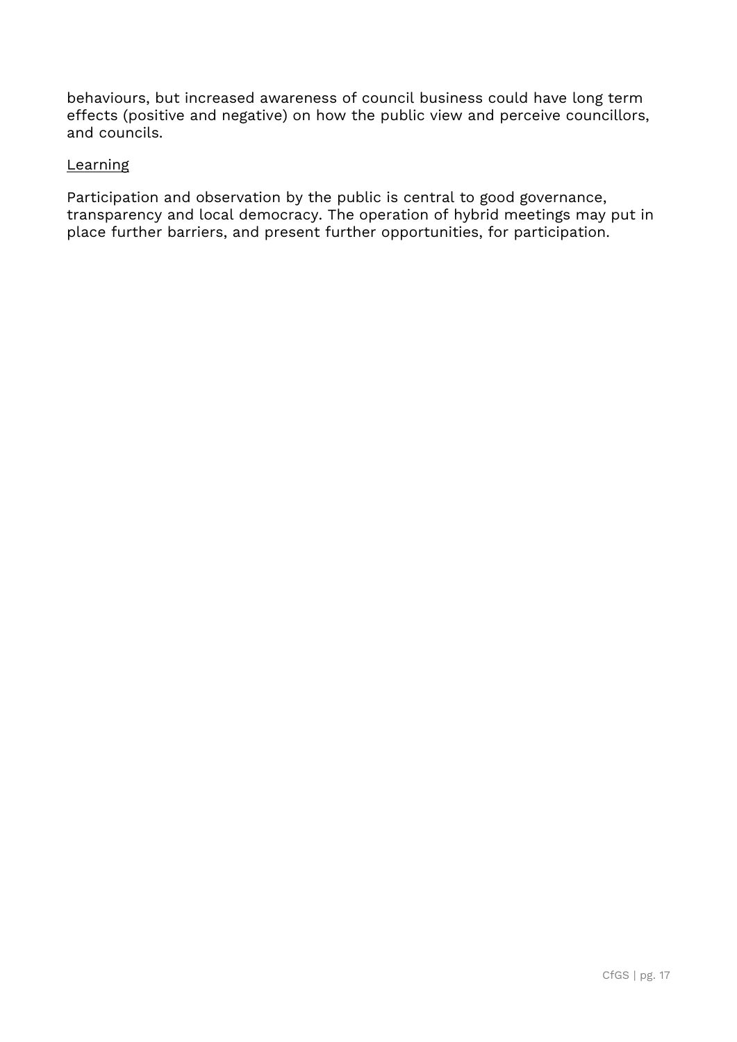behaviours, but increased awareness of council business could have long term effects (positive and negative) on how the public view and perceive councillors, and councils.

<u>Learning</u>

Participation and observation by the public is central to good governance, transparency and local democracy. The operation of hybrid meetings may put in place further barriers, and present further opportunities, for participation.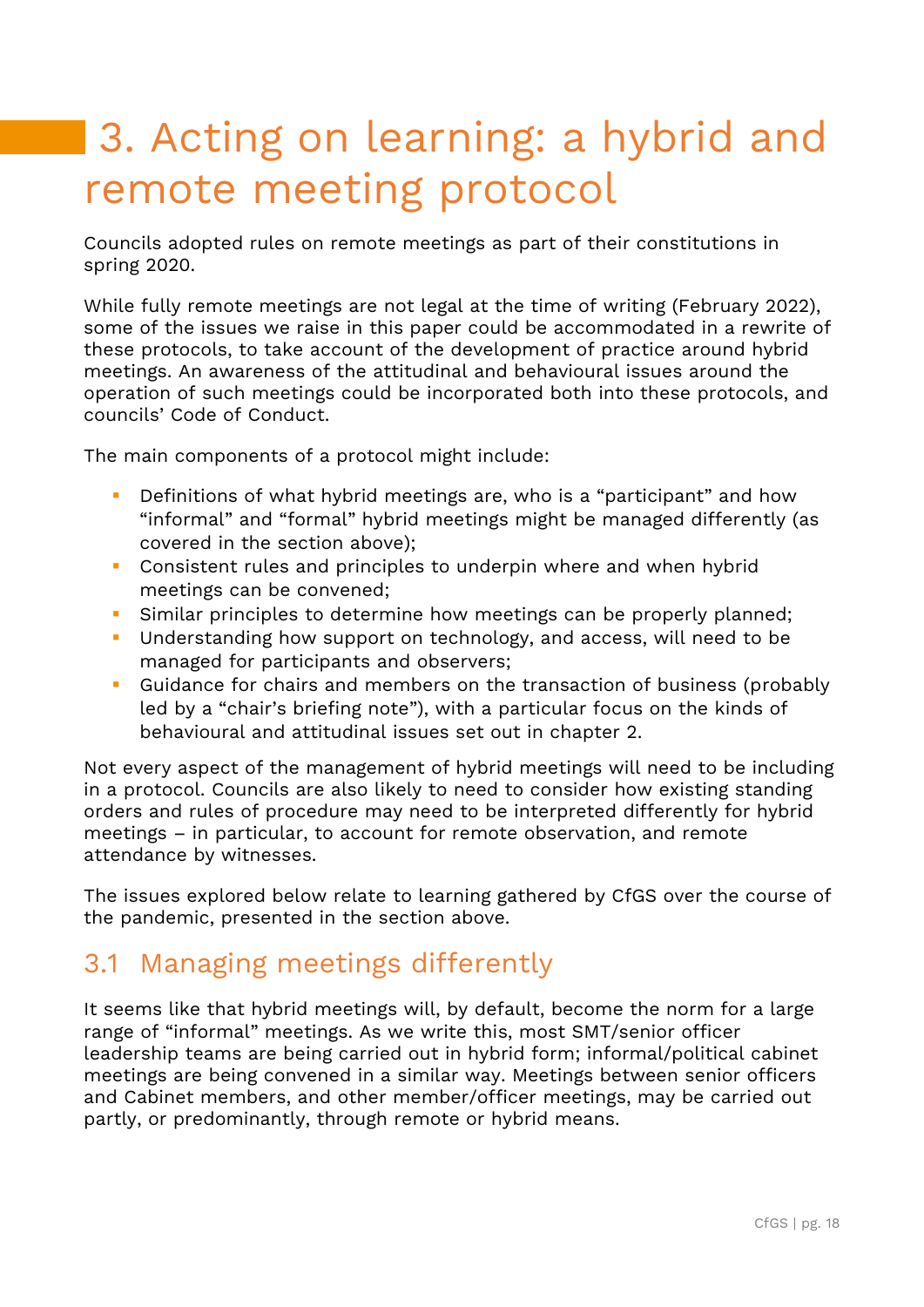# 3. Acting on learning: a hybrid and remote meeting protocol

Councils adopted rules on remote meetings as part of their constitutions in spring 2020.

While fully remote meetings are not legal at the time of writing (February 2022), some of the issues we raise in this paper could be accommodated in a rewrite of these protocols, to take account of the development of practice around hybrid meetings. An awareness of the attitudinal and behavioural issues around the operation of such meetings could be incorporated both into these protocols, and councils' Code of Conduct.

The main components of a protocol might include:

- Definitions of what hybrid meetings are, who is a "participant" and how "informal" and "formal" hybrid meetings might be managed differently (as covered in the section above);
- Consistent rules and principles to underpin where and when hybrid meetings can be convened;
- Similar principles to determine how meetings can be properly planned;
- Understanding how support on technology, and access, will need to be managed for participants and observers;
- Guidance for chairs and members on the transaction of business (probably led by a "chair's briefing note"), with a particular focus on the kinds of behavioural and attitudinal issues set out in chapter 2.

Not every aspect of the management of hybrid meetings will need to be including in a protocol. Councils are also likely to need to consider how existing standing orders and rules of procedure may need to be interpreted differently for hybrid meetings – in particular, to account for remote observation, and remote attendance by witnesses.

The issues explored below relate to learning gathered by CfGS over the course of the pandemic, presented in the section above.

## 3.1 Managing meetings differently

It seems like that hybrid meetings will, by default, become the norm for a large range of "informal" meetings. As we write this, most SMT/senior officer leadership teams are being carried out in hybrid form; informal/political cabinet meetings are being convened in a similar way. Meetings between senior officers and Cabinet members, and other member/officer meetings, may be carried out partly, or predominantly, through remote or hybrid means.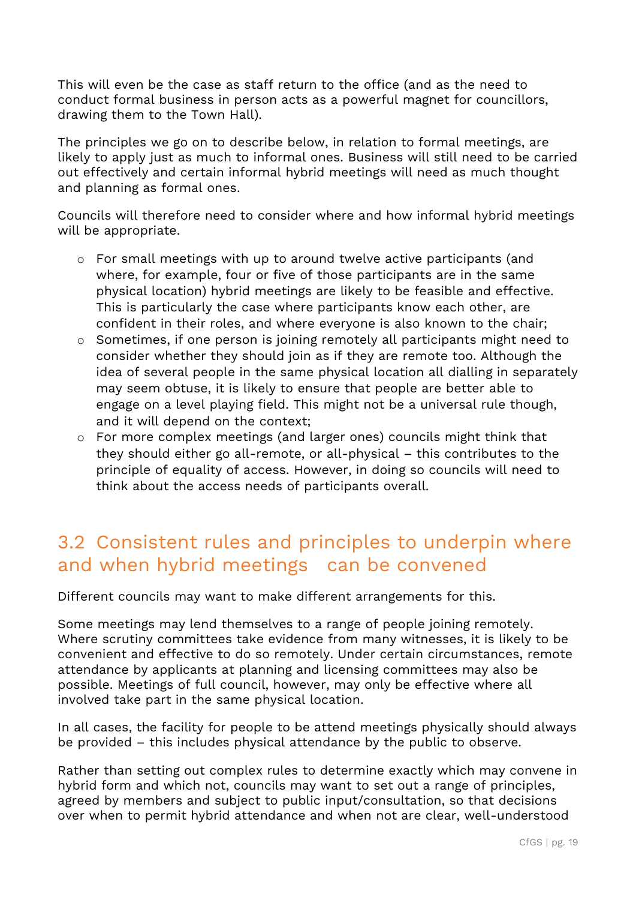This will even be the case as staff return to the office (and as the need to conduct formal business in person acts as a powerful magnet for councillors, drawing them to the Town Hall).

The principles we go on to describe below, in relation to formal meetings, are likely to apply just as much to informal ones. Business will still need to be carried out effectively and certain informal hybrid meetings will need as much thought and planning as formal ones.

Councils will therefore need to consider where and how informal hybrid meetings will be appropriate.

- For small meetings with up to around twelve active participants (and where, for example, four or five of those participants are in the same physical location) hybrid meetings are likely to be feasible and effective. This is particularly the case where participants know each other, are confident in their roles, and where everyone is also known to the chair;
- Sometimes, if one person is joining remotely all participants might need to consider whether they should join as if they are remote too. Although the idea of several people in the same physical location all dialling in separately may seem obtuse, it is likely to ensure that people are better able to engage on a level playing field. This might not be a universal rule though, and it will depend on the context;
- For more complex meetings (and larger ones) councils might think that they should either go all-remote, or all-physical – this contributes to the principle of equality of access. However, in doing so councils will need to think about the access needs of participants overall.

## 3.2 Consistent rules and principles to underpin where and when hybrid meetings can be convened

Different councils may want to make different arrangements for this.

Some meetings may lend themselves to a range of people joining remotely. Where scrutiny committees take evidence from many witnesses, it is likely to be convenient and effective to do so remotely. Under certain circumstances, remote attendance by applicants at planning and licensing committees may also be possible. Meetings of full council, however, may only be effective where all involved take part in the same physical location.

In all cases, the facility for people to be attend meetings physically should always be provided – this includes physical attendance by the public to observe.

Rather than setting out complex rules to determine exactly which may convene in hybrid form and which not, councils may want to set out a range of principles, agreed by members and subject to public input/consultation, so that decisions over when to permit hybrid attendance and when not are clear, well-understood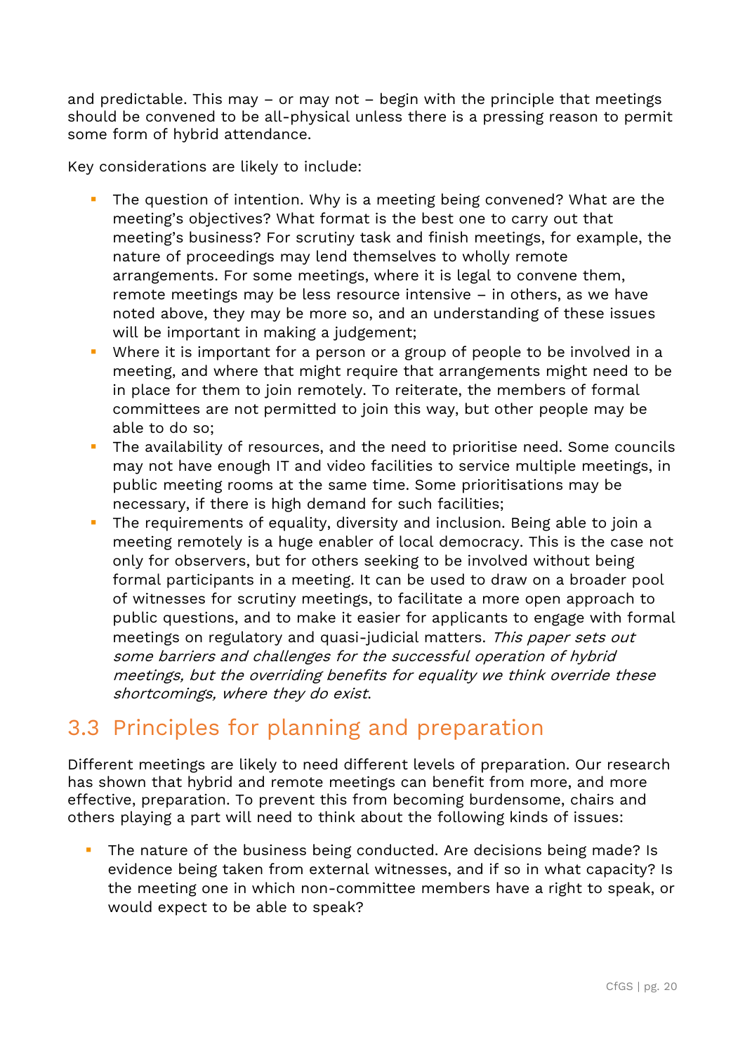and predictable. This may – or may not – begin with the principle that meetings should be convened to be all-physical unless there is a pressing reason to permit some form of hybrid attendance.

Key considerations are likely to include:

- The question of intention. Why is a meeting being convened? What are the meeting's objectives? What format is the best one to carry out that meeting's business? For scrutiny task and finish meetings, for example, the nature of proceedings may lend themselves to wholly remote arrangements. For some meetings, where it is legal to convene them, remote meetings may be less resource intensive – in others, as we have noted above, they may be more so, and an understanding of these issues will be important in making a judgement;
- Where it is important for a person or a group of people to be involved in a meeting, and where that might require that arrangements might need to be in place for them to join remotely. To reiterate, the members of formal committees are not permitted to join this way, but other people may be able to do so;
- The availability of resources, and the need to prioritise need. Some councils may not have enough IT and video facilities to service multiple meetings, in public meeting rooms at the same time. Some prioritisations may be necessary, if there is high demand for such facilities;
- The requirements of equality, diversity and inclusion. Being able to join a meeting remotely is a huge enabler of local democracy. This is the case not only for observers, but for others seeking to be involved without being formal participants in a meeting. It can be used to draw on a broader pool of witnesses for scrutiny meetings, to facilitate a more open approach to public questions, and to make it easier for applicants to engage with formal meetings on regulatory and quasi-judicial matters. *This paper sets out some barriers and challenges for the successful operation of hybrid meetings, but the overriding benefits for equality we think override these shortcomings, where they do exist*.

## 3.3 Principles for planning and preparation

Different meetings are likely to need different levels of preparation. Our research has shown that hybrid and remote meetings can benefit from more, and more effective, preparation. To prevent this from becoming burdensome, chairs and others playing a part will need to think about the following kinds of issues:

- The nature of the business being conducted. Are decisions being made? Is evidence being taken from external witnesses, and if so in what capacity? Is the meeting one in which non-committee members have a right to speak, or would expect to be able to speak?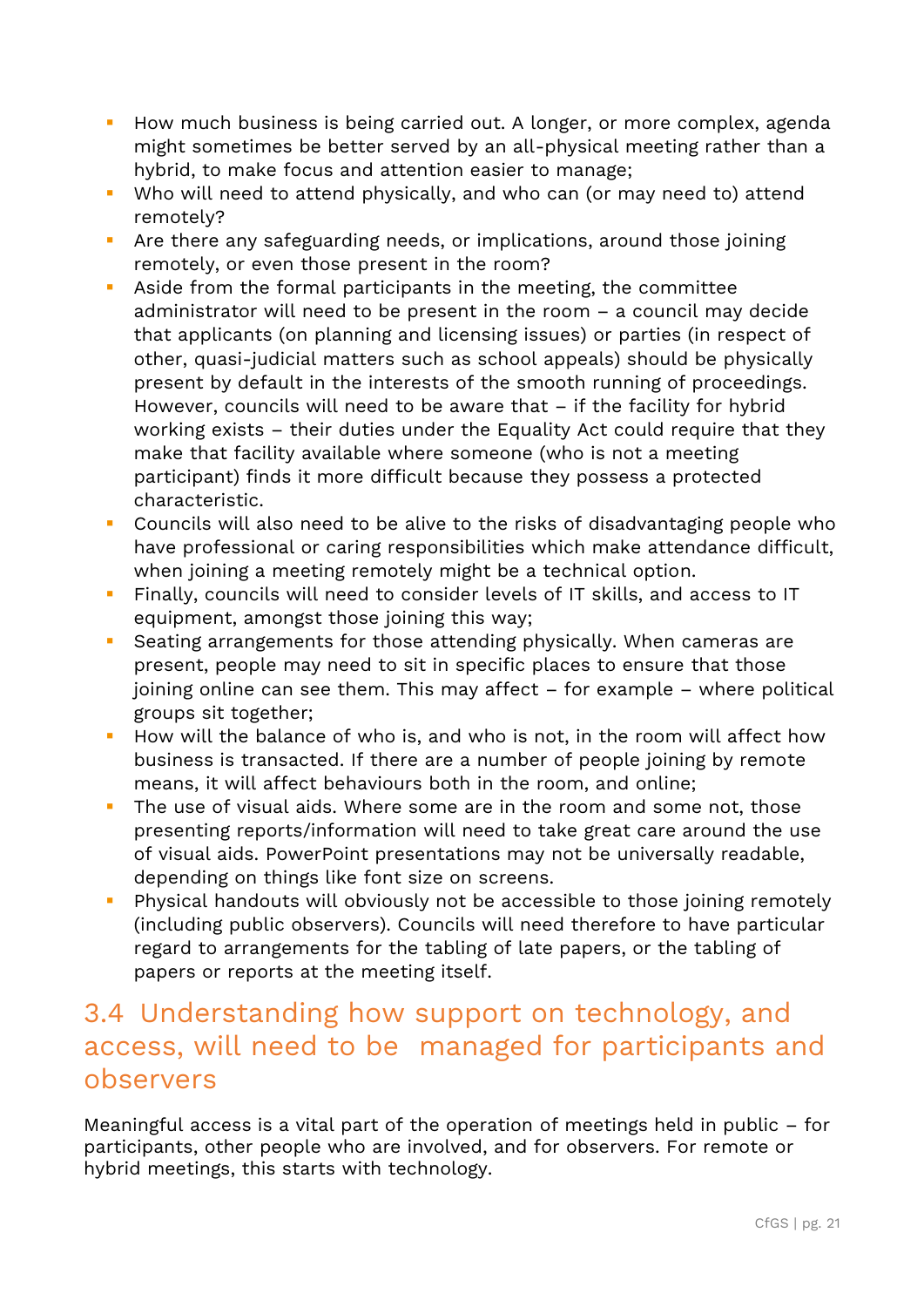- How much business is being carried out. A longer, or more complex, agenda might sometimes be better served by an all-physical meeting rather than a hybrid, to make focus and attention easier to manage;
- Who will need to attend physically, and who can (or may need to) attend remotely?
- Are there any safeguarding needs, or implications, around those joining remotely, or even those present in the room?
- Aside from the formal participants in the meeting, the committee administrator will need to be present in the room – a council may decide that applicants (on planning and licensing issues) or parties (in respect of other, quasi-judicial matters such as school appeals) should be physically present by default in the interests of the smooth running of proceedings. However, councils will need to be aware that – if the facility for hybrid working exists – their duties under the Equality Act could require that they make that facility available where someone (who is not a meeting participant) finds it more difficult because they possess a protected characteristic.
- Councils will also need to be alive to the risks of disadvantaging people who have professional or caring responsibilities which make attendance difficult, when joining a meeting remotely might be a technical option.
- Finally, councils will need to consider levels of IT skills, and access to IT equipment, amongst those joining this way;
- Seating arrangements for those attending physically. When cameras are present, people may need to sit in specific places to ensure that those joining online can see them. This may affect – for example – where political groups sit together;
- How will the balance of who is, and who is not, in the room will affect how business is transacted. If there are a number of people joining by remote means, it will affect behaviours both in the room, and online;
- The use of visual aids. Where some are in the room and some not, those presenting reports/information will need to take great care around the use of visual aids. PowerPoint presentations may not be universally readable, depending on things like font size on screens.
- Physical handouts will obviously not be accessible to those joining remotely (including public observers). Councils will need therefore to have particular regard to arrangements for the tabling of late papers, or the tabling of papers or reports at the meeting itself.

## 3.4 Understanding how support on technology, and access, will need to be managed for participants and observers

Meaningful access is a vital part of the operation of meetings held in public – for participants, other people who are involved, and for observers. For remote or hybrid meetings, this starts with technology.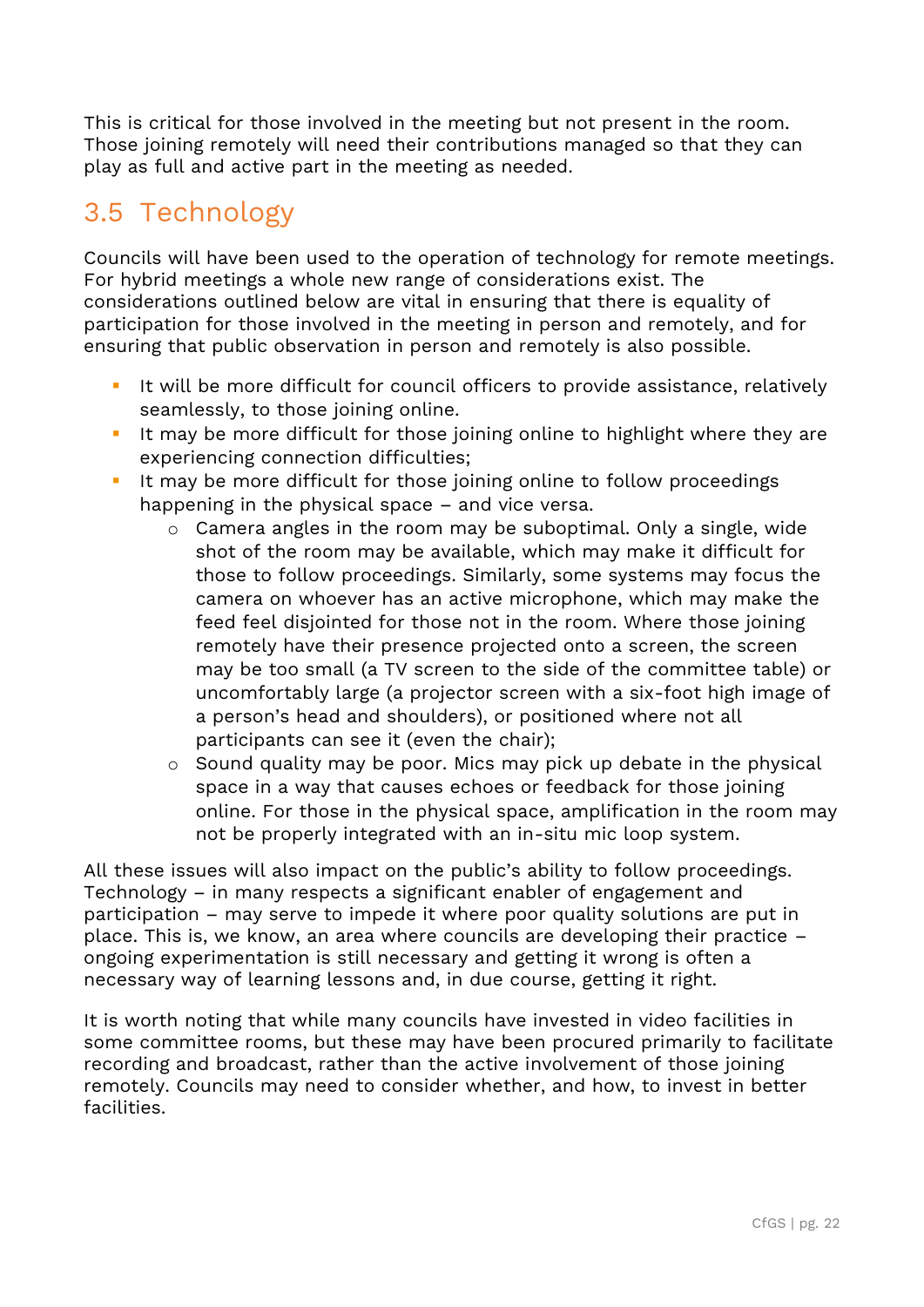This is critical for those involved in the meeting but not present in the room. Those joining remotely will need their contributions managed so that they can play as full and active part in the meeting as needed.

## 3.5 Technology

Councils will have been used to the operation of technology for remote meetings. For hybrid meetings a whole new range of considerations exist. The considerations outlined below are vital in ensuring that there is equality of participation for those involved in the meeting in person and remotely, and for ensuring that public observation in person and remotely is also possible.

- It will be more difficult for council officers to provide assistance, relatively seamlessly, to those joining online.
- It may be more difficult for those joining online to highlight where they are experiencing connection difficulties;
- It may be more difficult for those joining online to follow proceedings happening in the physical space – and vice versa.
    - Camera angles in the room may be suboptimal. Only a single, wide shot of the room may be available, which may make it difficult for those to follow proceedings. Similarly, some systems may focus the camera on whoever has an active microphone, which may make the feed feel disjointed for those not in the room. Where those joining remotely have their presence projected onto a screen, the screen may be too small (a TV screen to the side of the committee table) or uncomfortably large (a projector screen with a six-foot high image of a person's head and shoulders), or positioned where not all participants can see it (even the chair);
    - Sound quality may be poor. Mics may pick up debate in the physical space in a way that causes echoes or feedback for those joining online. For those in the physical space, amplification in the room may not be properly integrated with an in-situ mic loop system.

All these issues will also impact on the public's ability to follow proceedings. Technology – in many respects a significant enabler of engagement and participation – may serve to impede it where poor quality solutions are put in place. This is, we know, an area where councils are developing their practice – ongoing experimentation is still necessary and getting it wrong is often a necessary way of learning lessons and, in due course, getting it right.

It is worth noting that while many councils have invested in video facilities in some committee rooms, but these may have been procured primarily to facilitate recording and broadcast, rather than the active involvement of those joining remotely. Councils may need to consider whether, and how, to invest in better facilities.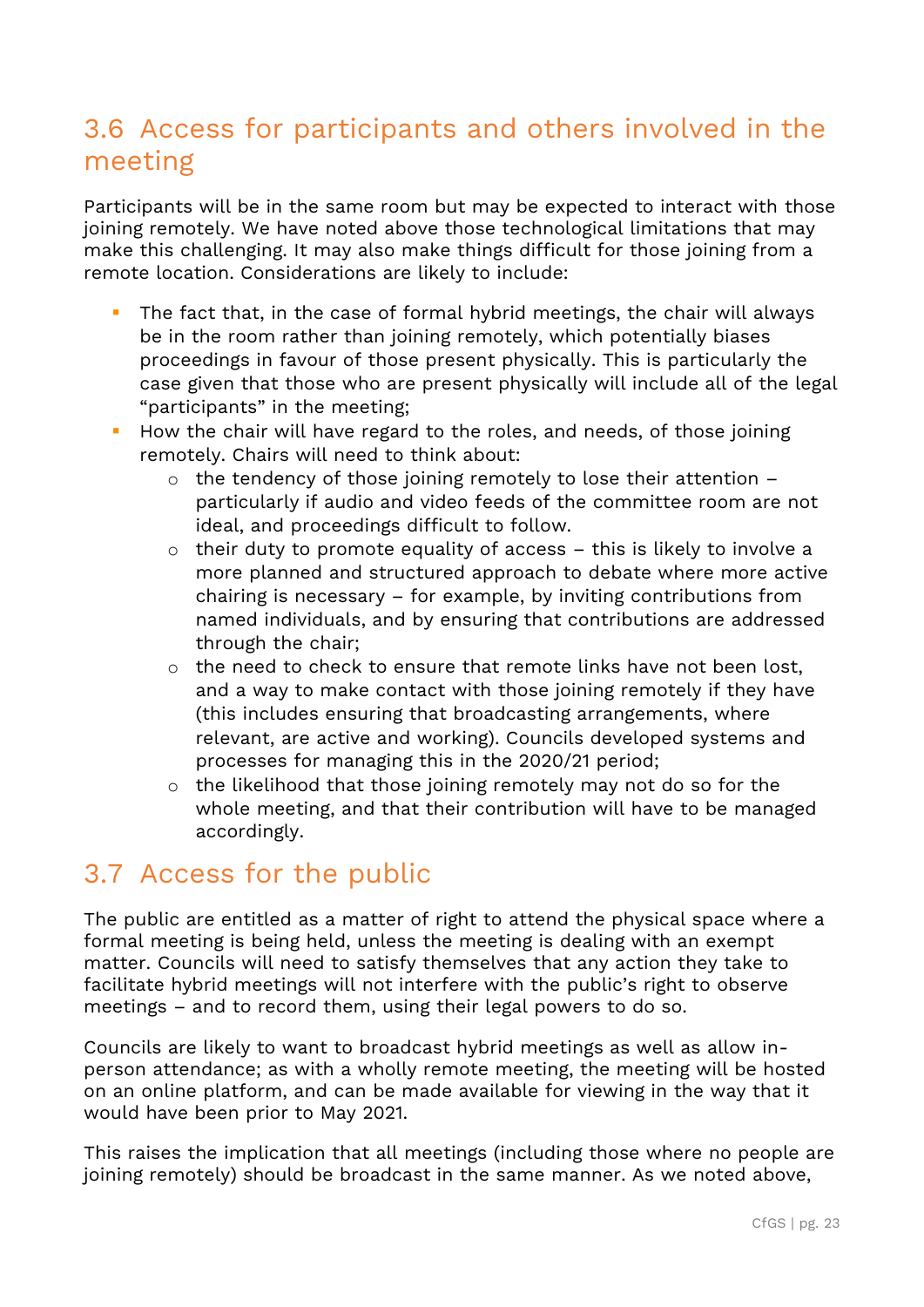## 3.6 Access for participants and others involved in the meeting

Participants will be in the same room but may be expected to interact with those joining remotely. We have noted above those technological limitations that may make this challenging. It may also make things difficult for those joining from a remote location. Considerations are likely to include:

- The fact that, in the case of formal hybrid meetings, the chair will always be in the room rather than joining remotely, which potentially biases proceedings in favour of those present physically. This is particularly the case given that those who are present physically will include all of the legal "participants" in the meeting;
- How the chair will have regard to the roles, and needs, of those joining remotely. Chairs will need to think about:
  - the tendency of those joining remotely to lose their attention – particularly if audio and video feeds of the committee room are not ideal, and proceedings difficult to follow.
  - their duty to promote equality of access – this is likely to involve a more planned and structured approach to debate where more active chairing is necessary – for example, by inviting contributions from named individuals, and by ensuring that contributions are addressed through the chair;
  - the need to check to ensure that remote links have not been lost, and a way to make contact with those joining remotely if they have (this includes ensuring that broadcasting arrangements, where relevant, are active and working). Councils developed systems and processes for managing this in the 2020/21 period;
  - the likelihood that those joining remotely may not do so for the whole meeting, and that their contribution will have to be managed accordingly.

## 3.7 Access for the public

The public are entitled as a matter of right to attend the physical space where a formal meeting is being held, unless the meeting is dealing with an exempt matter. Councils will need to satisfy themselves that any action they take to facilitate hybrid meetings will not interfere with the public's right to observe meetings – and to record them, using their legal powers to do so.

Councils are likely to want to broadcast hybrid meetings as well as allow in-person attendance; as with a wholly remote meeting, the meeting will be hosted on an online platform, and can be made available for viewing in the way that it would have been prior to May 2021.

This raises the implication that all meetings (including those where no people are joining remotely) should be broadcast in the same manner. As we noted above,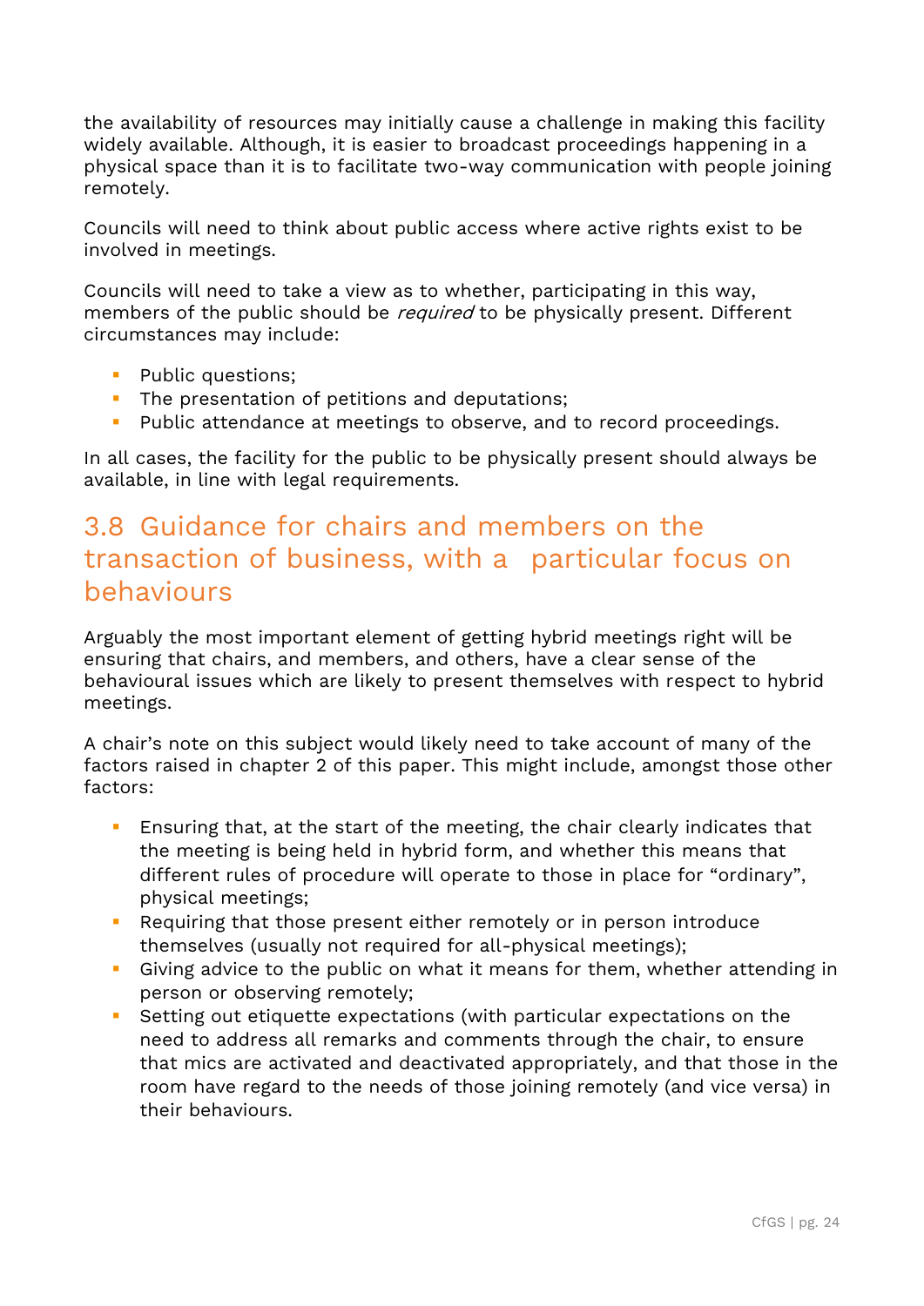the availability of resources may initially cause a challenge in making this facility widely available. Although, it is easier to broadcast proceedings happening in a physical space than it is to facilitate two-way communication with people joining remotely.

Councils will need to think about public access where active rights exist to be involved in meetings.

Councils will need to take a view as to whether, participating in this way, members of the public should be *required* to be physically present. Different circumstances may include:

- Public questions;
- The presentation of petitions and deputations;
- Public attendance at meetings to observe, and to record proceedings.

In all cases, the facility for the public to be physically present should always be available, in line with legal requirements.

## 3.8 Guidance for chairs and members on the transaction of business, with a particular focus on behaviours

Arguably the most important element of getting hybrid meetings right will be ensuring that chairs, and members, and others, have a clear sense of the behavioural issues which are likely to present themselves with respect to hybrid meetings.

A chair's note on this subject would likely need to take account of many of the factors raised in chapter 2 of this paper. This might include, amongst those other factors:

- Ensuring that, at the start of the meeting, the chair clearly indicates that the meeting is being held in hybrid form, and whether this means that different rules of procedure will operate to those in place for "ordinary", physical meetings;
- Requiring that those present either remotely or in person introduce themselves (usually not required for all-physical meetings);
- Giving advice to the public on what it means for them, whether attending in person or observing remotely;
- Setting out etiquette expectations (with particular expectations on the need to address all remarks and comments through the chair, to ensure that mics are activated and deactivated appropriately, and that those in the room have regard to the needs of those joining remotely (and vice versa) in their behaviours.